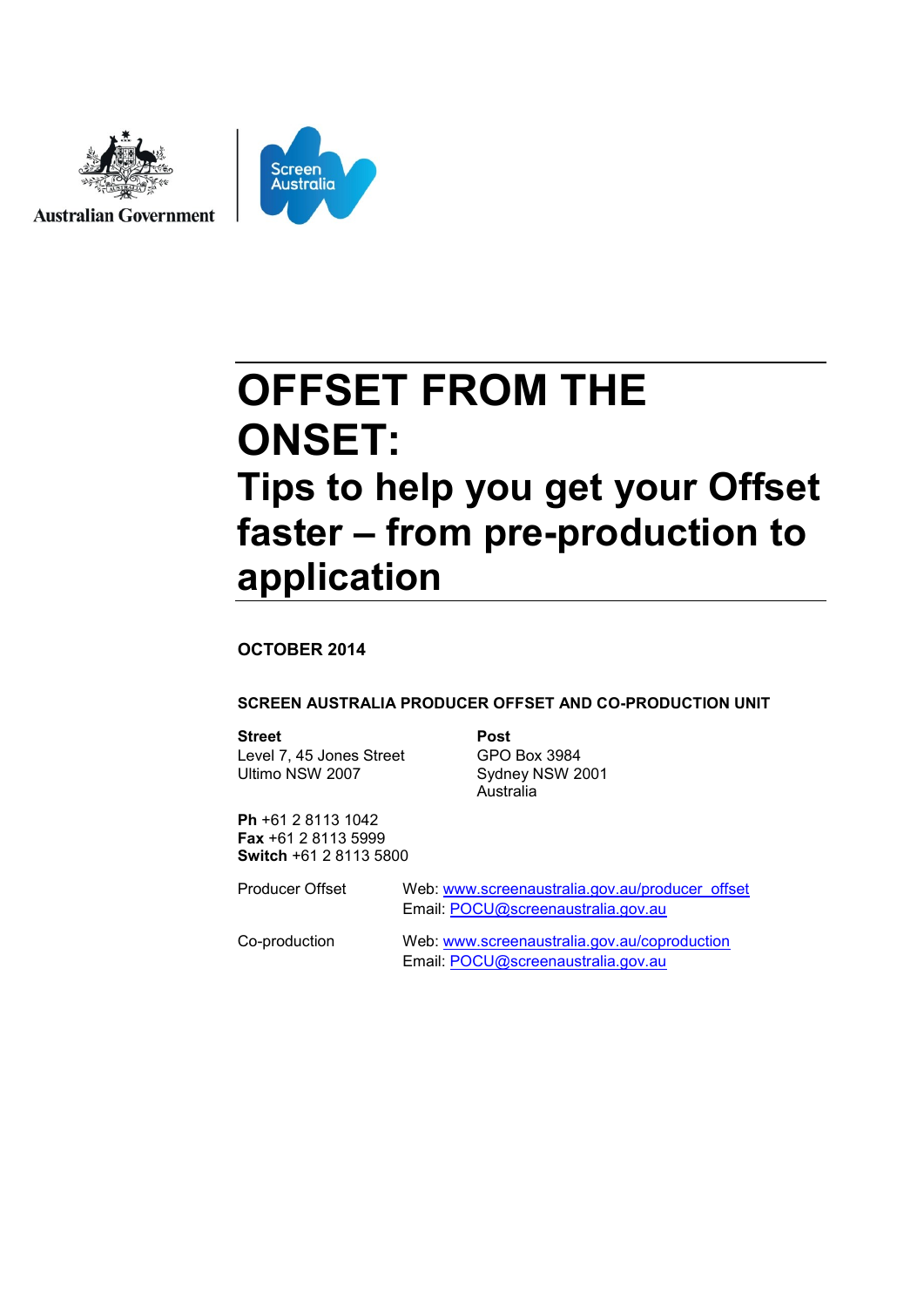Australian Government

Screen Australia

# OFFSET FROM THE ONSET:

## Tips to help you get your Offset faster – from pre-production to application

**OCTOBER 2014**

**SCREEN AUSTRALIA PRODUCER OFFSET AND CO-PRODUCTION UNIT**

**Street**
Level 7, 45 Jones Street
Ultimo NSW 2007

**Post**
GPO Box 3984
Sydney NSW 2001
Australia

**Ph** +61 2 8113 1042
**Fax** +61 2 8113 5999
**Switch** +61 2 8113 5800

Producer Offset
Web: www.screenaustralia.gov.au/producer_offset
Email: POCU@screenaustralia.gov.au

Co-production
Web: www.screenaustralia.gov.au/coproduction
Email: POCU@screenaustralia.gov.au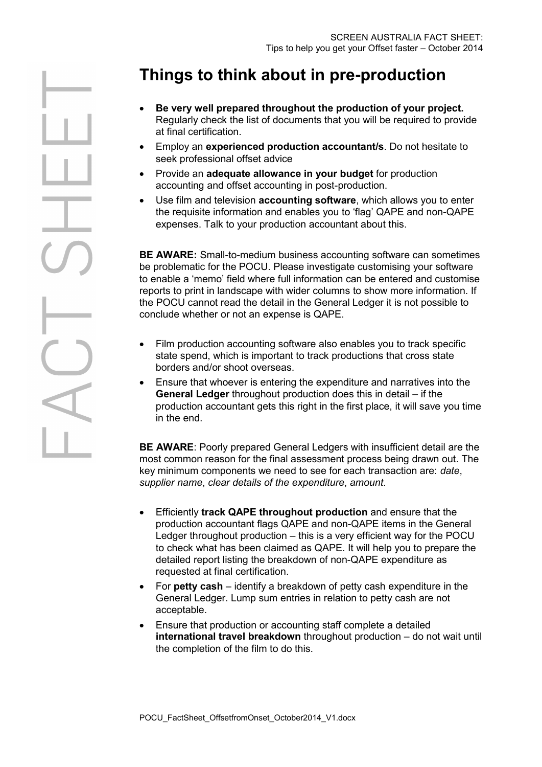# Things to think about in pre-production

- **Be very well prepared throughout the production of your project.** Regularly check the list of documents that you will be required to provide at final certification.
- Employ an **experienced production accountant/s**. Do not hesitate to seek professional offset advice
- Provide an **adequate allowance in your budget** for production accounting and offset accounting in post-production.
- Use film and television **accounting software**, which allows you to enter the requisite information and enables you to 'flag' QAPE and non-QAPE expenses. Talk to your production accountant about this.

**BE AWARE:** Small-to-medium business accounting software can sometimes be problematic for the POCU. Please investigate customising your software to enable a 'memo' field where full information can be entered and customise reports to print in landscape with wider columns to show more information. If the POCU cannot read the detail in the General Ledger it is not possible to conclude whether or not an expense is QAPE.

- Film production accounting software also enables you to track specific state spend, which is important to track productions that cross state borders and/or shoot overseas.
- Ensure that whoever is entering the expenditure and narratives into the **General Ledger** throughout production does this in detail – if the production accountant gets this right in the first place, it will save you time in the end.

**BE AWARE**: Poorly prepared General Ledgers with insufficient detail are the most common reason for the final assessment process being drawn out. The key minimum components we need to see for each transaction are: *date*, *supplier name*, *clear details of the expenditure*, *amount*.

- Efficiently **track QAPE throughout production** and ensure that the production accountant flags QAPE and non-QAPE items in the General Ledger throughout production – this is a very efficient way for the POCU to check what has been claimed as QAPE. It will help you to prepare the detailed report listing the breakdown of non-QAPE expenditure as requested at final certification.
- For **petty cash** – identify a breakdown of petty cash expenditure in the General Ledger. Lump sum entries in relation to petty cash are not acceptable.
- Ensure that production or accounting staff complete a detailed **international travel breakdown** throughout production – do not wait until the completion of the film to do this.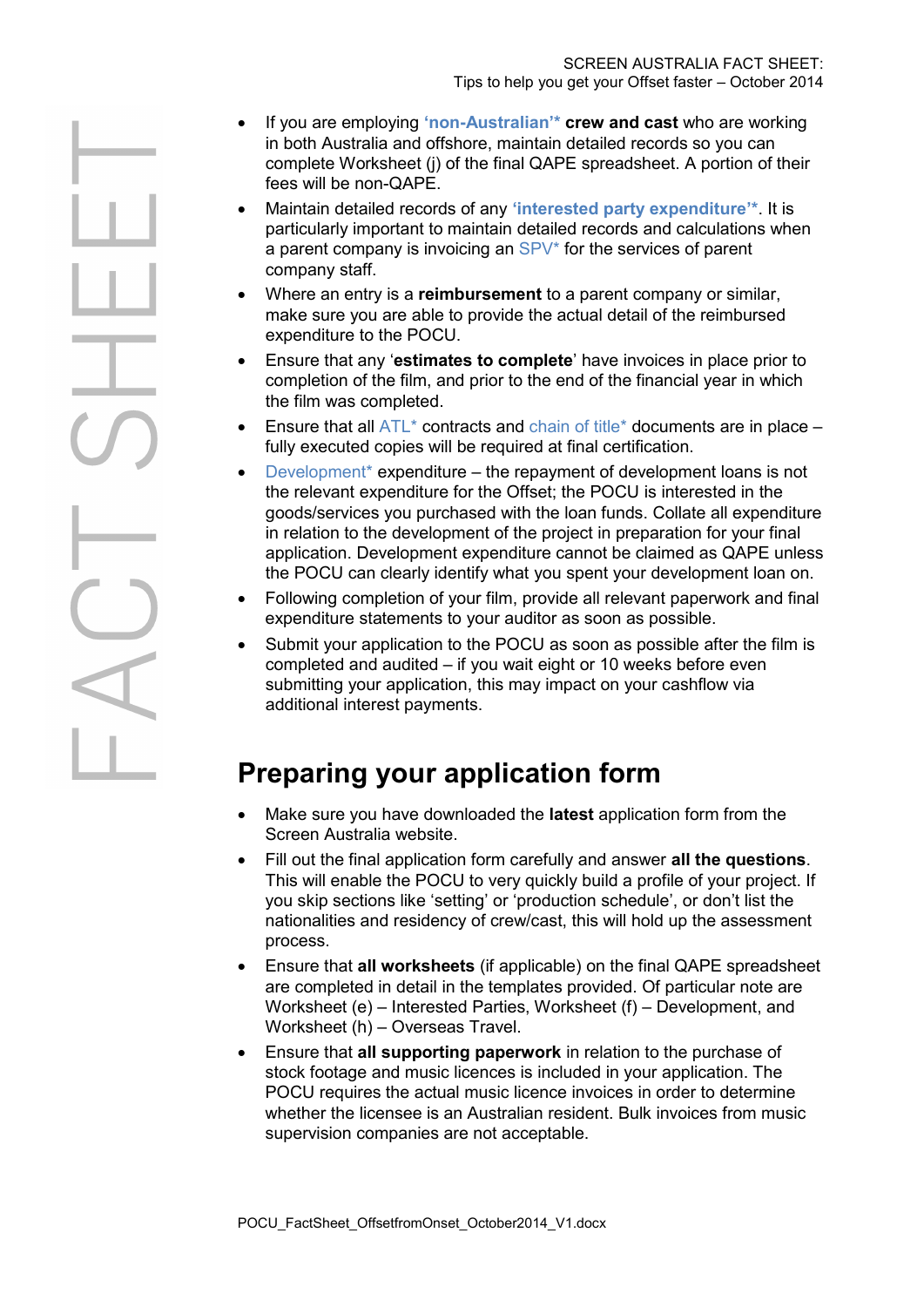- If you are employing **'non-Australian'*** **crew and cast** who are working in both Australia and offshore, maintain detailed records so you can complete Worksheet (j) of the final QAPE spreadsheet. A portion of their fees will be non-QAPE.
- Maintain detailed records of any **'interested party expenditure'***. It is particularly important to maintain detailed records and calculations when a parent company is invoicing an SPV* for the services of parent company staff.
- Where an entry is a **reimbursement** to a parent company or similar, make sure you are able to provide the actual detail of the reimbursed expenditure to the POCU.
- Ensure that any '**estimates to complete**' have invoices in place prior to completion of the film, and prior to the end of the financial year in which the film was completed.
- Ensure that all ATL* contracts and chain of title* documents are in place – fully executed copies will be required at final certification.
- Development* expenditure – the repayment of development loans is not the relevant expenditure for the Offset; the POCU is interested in the goods/services you purchased with the loan funds. Collate all expenditure in relation to the development of the project in preparation for your final application. Development expenditure cannot be claimed as QAPE unless the POCU can clearly identify what you spent your development loan on.
- Following completion of your film, provide all relevant paperwork and final expenditure statements to your auditor as soon as possible.
- Submit your application to the POCU as soon as possible after the film is completed and audited – if you wait eight or 10 weeks before even submitting your application, this may impact on your cashflow via additional interest payments.

## Preparing your application form

- Make sure you have downloaded the **latest** application form from the Screen Australia website.
- Fill out the final application form carefully and answer **all the questions**. This will enable the POCU to very quickly build a profile of your project. If you skip sections like 'setting' or 'production schedule', or don't list the nationalities and residency of crew/cast, this will hold up the assessment process.
- Ensure that **all worksheets** (if applicable) on the final QAPE spreadsheet are completed in detail in the templates provided. Of particular note are Worksheet (e) – Interested Parties, Worksheet (f) – Development, and Worksheet (h) – Overseas Travel.
- Ensure that **all supporting paperwork** in relation to the purchase of stock footage and music licences is included in your application. The POCU requires the actual music licence invoices in order to determine whether the licensee is an Australian resident. Bulk invoices from music supervision companies are not acceptable.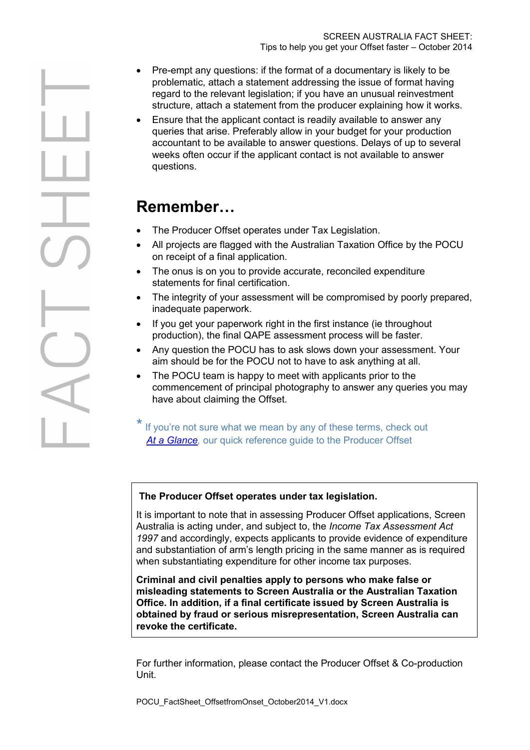- Pre-empt any questions: if the format of a documentary is likely to be problematic, attach a statement addressing the issue of format having regard to the relevant legislation; if you have an unusual reinvestment structure, attach a statement from the producer explaining how it works.
- Ensure that the applicant contact is readily available to answer any queries that arise. Preferably allow in your budget for your production accountant to be available to answer questions. Delays of up to several weeks often occur if the applicant contact is not available to answer questions.

## Remember…

- The Producer Offset operates under Tax Legislation.
- All projects are flagged with the Australian Taxation Office by the POCU on receipt of a final application.
- The onus is on you to provide accurate, reconciled expenditure statements for final certification.
- The integrity of your assessment will be compromised by poorly prepared, inadequate paperwork.
- If you get your paperwork right in the first instance (ie throughout production), the final QAPE assessment process will be faster.
- Any question the POCU has to ask slows down your assessment. Your aim should be for the POCU not to have to ask anything at all.
- The POCU team is happy to meet with applicants prior to the commencement of principal photography to answer any queries you may have about claiming the Offset.

* If you're not sure what we mean by any of these terms, check out *At a Glance*, our quick reference guide to the Producer Offset

**The Producer Offset operates under tax legislation.**

It is important to note that in assessing Producer Offset applications, Screen Australia is acting under, and subject to, the *Income Tax Assessment Act 1997* and accordingly, expects applicants to provide evidence of expenditure and substantiation of arm's length pricing in the same manner as is required when substantiating expenditure for other income tax purposes.

**Criminal and civil penalties apply to persons who make false or misleading statements to Screen Australia or the Australian Taxation Office. In addition, if a final certificate issued by Screen Australia is obtained by fraud or serious misrepresentation, Screen Australia can revoke the certificate.**

For further information, please contact the Producer Offset & Co-production Unit.